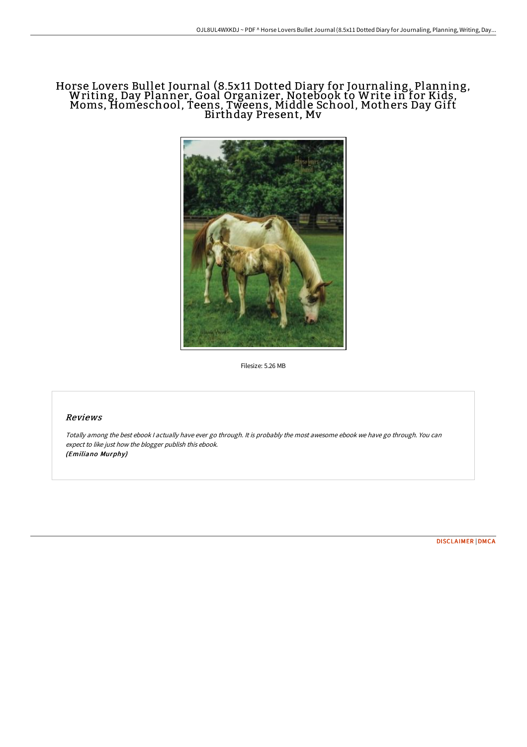# Horse Lovers Bullet Journal (8.5x11 Dotted Diary for Journaling, Planning, Writing, Day Planner, Goal Organizer, Notebook to Write in for Kids, Moms, Homeschool, Teens, Tweens, Middle School, Mothers Day Gift Birthday Present, Mv

Filesize: 5.26 MB

## Reviews

*Totally among the best ebook I actually have ever go through. It is probably the most awesome ebook we have go through. You can expect to like just how the blogger publish this ebook.*
***(Emiliano Murphy)***

DISCLAIMER | DMCA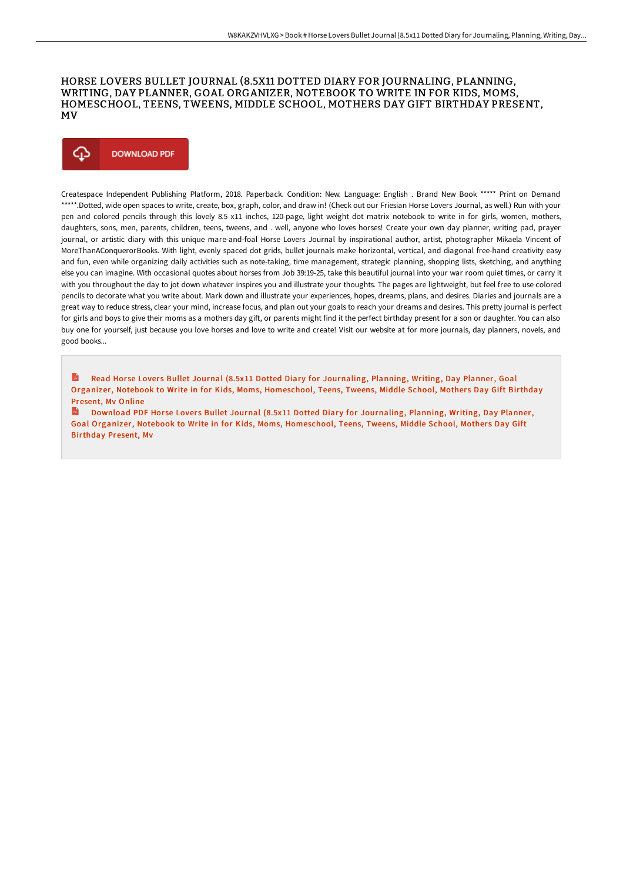# HORSE LOVERS BULLET JOURNAL (8.5X11 DOTTED DIARY FOR JOURNALING, PLANNING, WRITING, DAY PLANNER, GOAL ORGANIZER, NOTEBOOK TO WRITE IN FOR KIDS, MOMS, HOMESCHOOL, TEENS, TWEENS, MIDDLE SCHOOL, MOTHERS DAY GIFT BIRTHDAY PRESENT, MV

DOWNLOAD PDF

Createspace Independent Publishing Platform, 2018. Paperback. Condition: New. Language: English . Brand New Book ***** Print on Demand *****.Dotted, wide open spaces to write, create, box, graph, color, and draw in! (Check out our Friesian Horse Lovers Journal, as well.) Run with your pen and colored pencils through this lovely 8.5 x11 inches, 120-page, light weight dot matrix notebook to write in for girls, women, mothers, daughters, sons, men, parents, children, teens, tweens, and . well, anyone who loves horses! Create your own day planner, writing pad, prayer journal, or artistic diary with this unique mare-and-foal Horse Lovers Journal by inspirational author, artist, photographer Mikaela Vincent of MoreThanAConquerorBooks. With light, evenly spaced dot grids, bullet journals make horizontal, vertical, and diagonal free-hand creativity easy and fun, even while organizing daily activities such as note-taking, time management, strategic planning, shopping lists, sketching, and anything else you can imagine. With occasional quotes about horses from Job 39:19-25, take this beautiful journal into your war room quiet times, or carry it with you throughout the day to jot down whatever inspires you and illustrate your thoughts. The pages are lightweight, but feel free to use colored pencils to decorate what you write about. Mark down and illustrate your experiences, hopes, dreams, plans, and desires. Diaries and journals are a great way to reduce stress, clear your mind, increase focus, and plan out your goals to reach your dreams and desires. This pretty journal is perfect for girls and boys to give their moms as a mothers day gift, or parents might find it the perfect birthday present for a son or daughter. You can also buy one for yourself, just because you love horses and love to write and create! Visit our website at for more journals, day planners, novels, and good books...

Read Horse Lovers Bullet Journal (8.5x11 Dotted Diary for Journaling, Planning, Writing, Day Planner, Goal Organizer, Notebook to Write in for Kids, Moms, Homeschool, Teens, Tweens, Middle School, Mothers Day Gift Birthday Present, Mv Online

Download PDF Horse Lovers Bullet Journal (8.5x11 Dotted Diary for Journaling, Planning, Writing, Day Planner, Goal Organizer, Notebook to Write in for Kids, Moms, Homeschool, Teens, Tweens, Middle School, Mothers Day Gift Birthday Present, Mv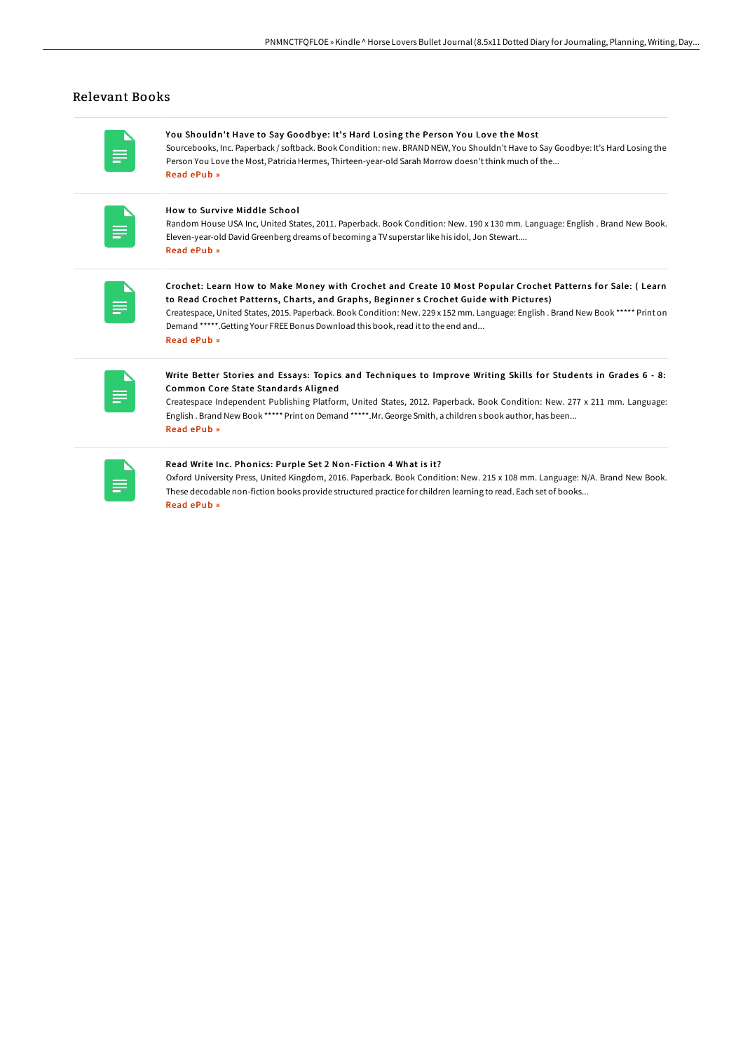## Relevant Books

**You Shouldn't Have to Say Goodbye: It's Hard Losing the Person You Love the Most**
Sourcebooks, Inc. Paperback / softback. Book Condition: new. BRAND NEW, You Shouldn't Have to Say Goodbye: It's Hard Losing the Person You Love the Most, Patricia Hermes, Thirteen-year-old Sarah Morrow doesn't think much of the...
Read ePub »

**How to Survive Middle School**
Random House USA Inc, United States, 2011. Paperback. Book Condition: New. 190 x 130 mm. Language: English . Brand New Book. Eleven-year-old David Greenberg dreams of becoming a TV superstar like his idol, Jon Stewart....
Read ePub »

**Crochet: Learn How to Make Money with Crochet and Create 10 Most Popular Crochet Patterns for Sale: ( Learn to Read Crochet Patterns, Charts, and Graphs, Beginner s Crochet Guide with Pictures)**
Createspace, United States, 2015. Paperback. Book Condition: New. 229 x 152 mm. Language: English . Brand New Book ***** Print on Demand *****.Getting Your FREE Bonus Download this book, read it to the end and...
Read ePub »

**Write Better Stories and Essays: Topics and Techniques to Improve Writing Skills for Students in Grades 6 - 8: Common Core State Standards Aligned**
Createspace Independent Publishing Platform, United States, 2012. Paperback. Book Condition: New. 277 x 211 mm. Language: English . Brand New Book ***** Print on Demand *****.Mr. George Smith, a children s book author, has been...
Read ePub »

**Read Write Inc. Phonics: Purple Set 2 Non-Fiction 4 What is it?**
Oxford University Press, United Kingdom, 2016. Paperback. Book Condition: New. 215 x 108 mm. Language: N/A. Brand New Book. These decodable non-fiction books provide structured practice for children learning to read. Each set of books...
Read ePub »